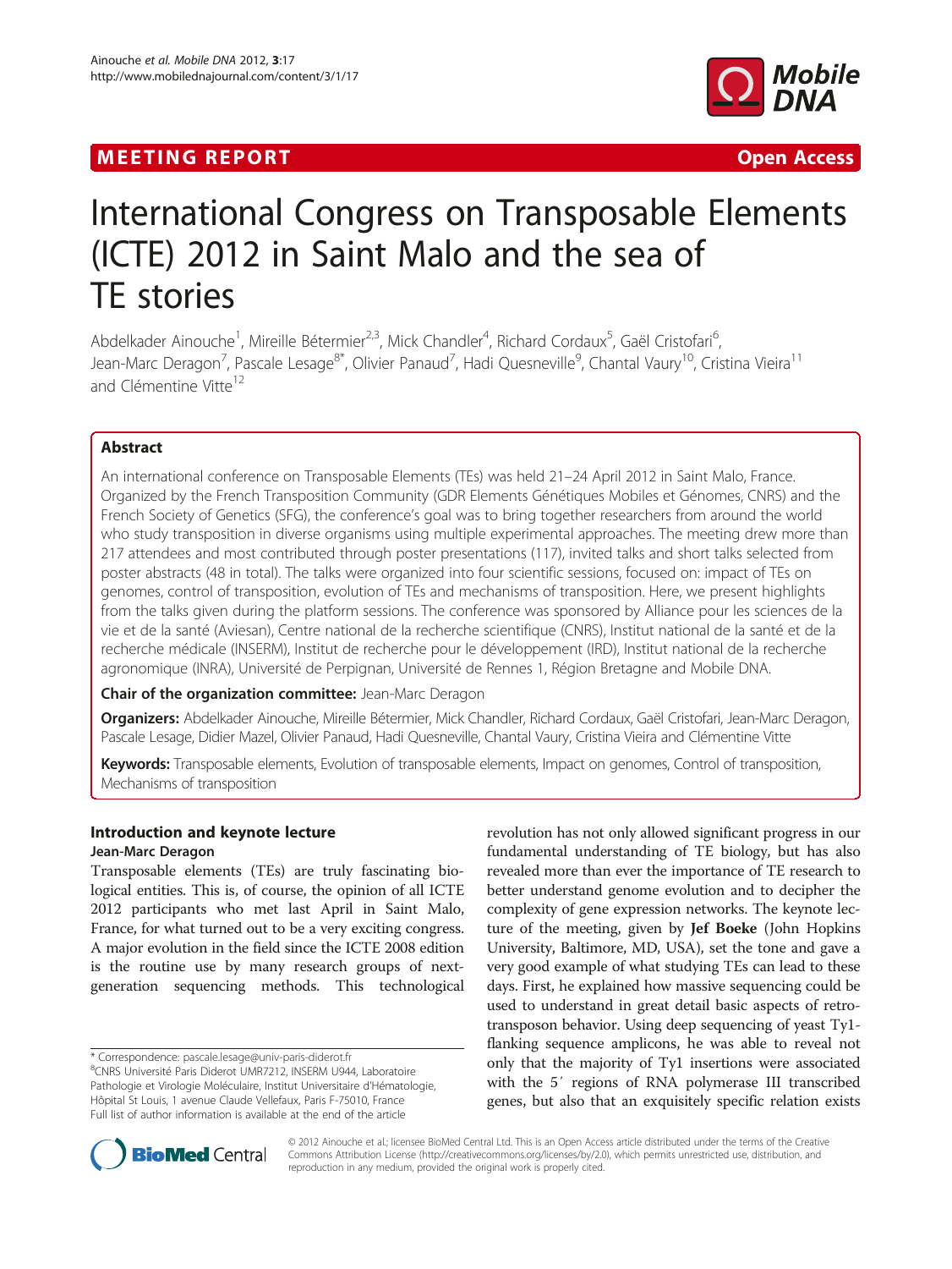MEETING REPORT Open Access

# International Congress on Transposable Elements (ICTE) 2012 in Saint Malo and the sea of TE stories

Abdelkader Ainouche[1], Mireille Bétermier[2,3], Mick Chandler[4], Richard Cordaux[5], Gaël Cristofari[6], Jean-Marc Deragon[7], Pascale Lesage[8*], Olivier Panaud[7], Hadi Quesneville[9], Chantal Vaury[10], Cristina Vieira[11] and Clémentine Vitte[12]

## Abstract

An international conference on Transposable Elements (TEs) was held 21–24 April 2012 in Saint Malo, France. Organized by the French Transposition Community (GDR Elements Génétiques Mobiles et Génomes, CNRS) and the French Society of Genetics (SFG), the conference's goal was to bring together researchers from around the world who study transposition in diverse organisms using multiple experimental approaches. The meeting drew more than 217 attendees and most contributed through poster presentations (117), invited talks and short talks selected from poster abstracts (48 in total). The talks were organized into four scientific sessions, focused on: impact of TEs on genomes, control of transposition, evolution of TEs and mechanisms of transposition. Here, we present highlights from the talks given during the platform sessions. The conference was sponsored by Alliance pour les sciences de la vie et de la santé (Aviesan), Centre national de la recherche scientifique (CNRS), Institut national de la santé et de la recherche médicale (INSERM), Institut de recherche pour le développement (IRD), Institut national de la recherche agronomique (INRA), Université de Perpignan, Université de Rennes 1, Région Bretagne and Mobile DNA.

**Chair of the organization committee:** Jean-Marc Deragon

**Organizers:** Abdelkader Ainouche, Mireille Bétermier, Mick Chandler, Richard Cordaux, Gaël Cristofari, Jean-Marc Deragon, Pascale Lesage, Didier Mazel, Olivier Panaud, Hadi Quesneville, Chantal Vaury, Cristina Vieira and Clémentine Vitte

**Keywords:** Transposable elements, Evolution of transposable elements, Impact on genomes, Control of transposition, Mechanisms of transposition

## Introduction and keynote lecture

### Jean-Marc Deragon

Transposable elements (TEs) are truly fascinating biological entities. This is, of course, the opinion of all ICTE 2012 participants who met last April in Saint Malo, France, for what turned out to be a very exciting congress. A major evolution in the field since the ICTE 2008 edition is the routine use by many research groups of next-generation sequencing methods. This technological revolution has not only allowed significant progress in our fundamental understanding of TE biology, but has also revealed more than ever the importance of TE research to better understand genome evolution and to decipher the complexity of gene expression networks. The keynote lecture of the meeting, given by **Jef Boeke** (John Hopkins University, Baltimore, MD, USA), set the tone and gave a very good example of what studying TEs can lead to these days. First, he explained how massive sequencing could be used to understand in great detail basic aspects of retrotransposon behavior. Using deep sequencing of yeast Ty1-flanking sequence amplicons, he was able to reveal not only that the majority of Ty1 insertions were associated with the 5′ regions of RNA polymerase III transcribed genes, but also that an exquisitely specific relation exists

\* Correspondence: pascale.lesage@univ-paris-diderot.fr
[8]CNRS Université Paris Diderot UMR7212, INSERM U944, Laboratoire Pathologie et Virologie Moléculaire, Institut Universitaire d'Hématologie, Hôpital St Louis, 1 avenue Claude Vellefaux, Paris F-75010, France
Full list of author information is available at the end of the article

© 2012 Ainouche et al.; licensee BioMed Central Ltd. This is an Open Access article distributed under the terms of the Creative Commons Attribution License (http://creativecommons.org/licenses/by/2.0), which permits unrestricted use, distribution, and reproduction in any medium, provided the original work is properly cited.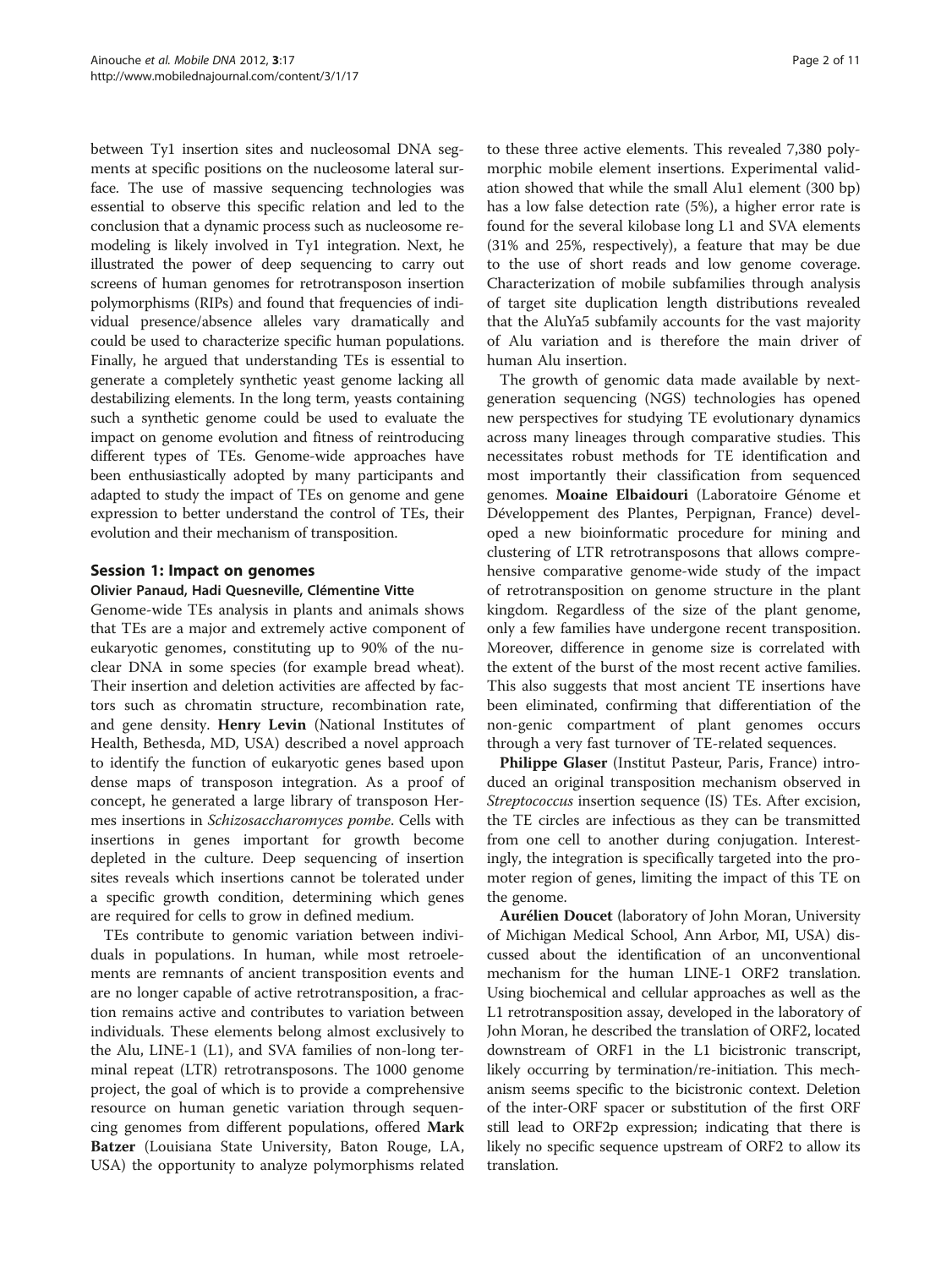between Ty1 insertion sites and nucleosomal DNA segments at specific positions on the nucleosome lateral surface. The use of massive sequencing technologies was essential to observe this specific relation and led to the conclusion that a dynamic process such as nucleosome remodeling is likely involved in Ty1 integration. Next, he illustrated the power of deep sequencing to carry out screens of human genomes for retrotransposon insertion polymorphisms (RIPs) and found that frequencies of individual presence/absence alleles vary dramatically and could be used to characterize specific human populations. Finally, he argued that understanding TEs is essential to generate a completely synthetic yeast genome lacking all destabilizing elements. In the long term, yeasts containing such a synthetic genome could be used to evaluate the impact on genome evolution and fitness of reintroducing different types of TEs. Genome-wide approaches have been enthusiastically adopted by many participants and adapted to study the impact of TEs on genome and gene expression to better understand the control of TEs, their evolution and their mechanism of transposition.

## Session 1: Impact on genomes

### Olivier Panaud, Hadi Quesneville, Clémentine Vitte

Genome-wide TEs analysis in plants and animals shows that TEs are a major and extremely active component of eukaryotic genomes, constituting up to 90% of the nuclear DNA in some species (for example bread wheat). Their insertion and deletion activities are affected by factors such as chromatin structure, recombination rate, and gene density. **Henry Levin** (National Institutes of Health, Bethesda, MD, USA) described a novel approach to identify the function of eukaryotic genes based upon dense maps of transposon integration. As a proof of concept, he generated a large library of transposon Hermes insertions in *Schizosaccharomyces pombe*. Cells with insertions in genes important for growth become depleted in the culture. Deep sequencing of insertion sites reveals which insertions cannot be tolerated under a specific growth condition, determining which genes are required for cells to grow in defined medium.

TEs contribute to genomic variation between individuals in populations. In human, while most retroelements are remnants of ancient transposition events and are no longer capable of active retrotransposition, a fraction remains active and contributes to variation between individuals. These elements belong almost exclusively to the Alu, LINE-1 (L1), and SVA families of non-long terminal repeat (LTR) retrotransposons. The 1000 genome project, the goal of which is to provide a comprehensive resource on human genetic variation through sequencing genomes from different populations, offered **Mark Batzer** (Louisiana State University, Baton Rouge, LA, USA) the opportunity to analyze polymorphisms related to these three active elements. This revealed 7,380 polymorphic mobile element insertions. Experimental validation showed that while the small Alu1 element (300 bp) has a low false detection rate (5%), a higher error rate is found for the several kilobase long L1 and SVA elements (31% and 25%, respectively), a feature that may be due to the use of short reads and low genome coverage. Characterization of mobile subfamilies through analysis of target site duplication length distributions revealed that the AluYa5 subfamily accounts for the vast majority of Alu variation and is therefore the main driver of human Alu insertion.

The growth of genomic data made available by next-generation sequencing (NGS) technologies has opened new perspectives for studying TE evolutionary dynamics across many lineages through comparative studies. This necessitates robust methods for TE identification and most importantly their classification from sequenced genomes. **Moaine Elbaidouri** (Laboratoire Génome et Développement des Plantes, Perpignan, France) developed a new bioinformatic procedure for mining and clustering of LTR retrotransposons that allows comprehensive comparative genome-wide study of the impact of retrotransposition on genome structure in the plant kingdom. Regardless of the size of the plant genome, only a few families have undergone recent transposition. Moreover, difference in genome size is correlated with the extent of the burst of the most recent active families. This also suggests that most ancient TE insertions have been eliminated, confirming that differentiation of the non-genic compartment of plant genomes occurs through a very fast turnover of TE-related sequences.

**Philippe Glaser** (Institut Pasteur, Paris, France) introduced an original transposition mechanism observed in *Streptococcus* insertion sequence (IS) TEs. After excision, the TE circles are infectious as they can be transmitted from one cell to another during conjugation. Interestingly, the integration is specifically targeted into the promoter region of genes, limiting the impact of this TE on the genome.

**Aurélien Doucet** (laboratory of John Moran, University of Michigan Medical School, Ann Arbor, MI, USA) discussed about the identification of an unconventional mechanism for the human LINE-1 ORF2 translation. Using biochemical and cellular approaches as well as the L1 retrotransposition assay, developed in the laboratory of John Moran, he described the translation of ORF2, located downstream of ORF1 in the L1 bicistronic transcript, likely occurring by termination/re-initiation. This mechanism seems specific to the bicistronic context. Deletion of the inter-ORF spacer or substitution of the first ORF still lead to ORF2p expression; indicating that there is likely no specific sequence upstream of ORF2 to allow its translation.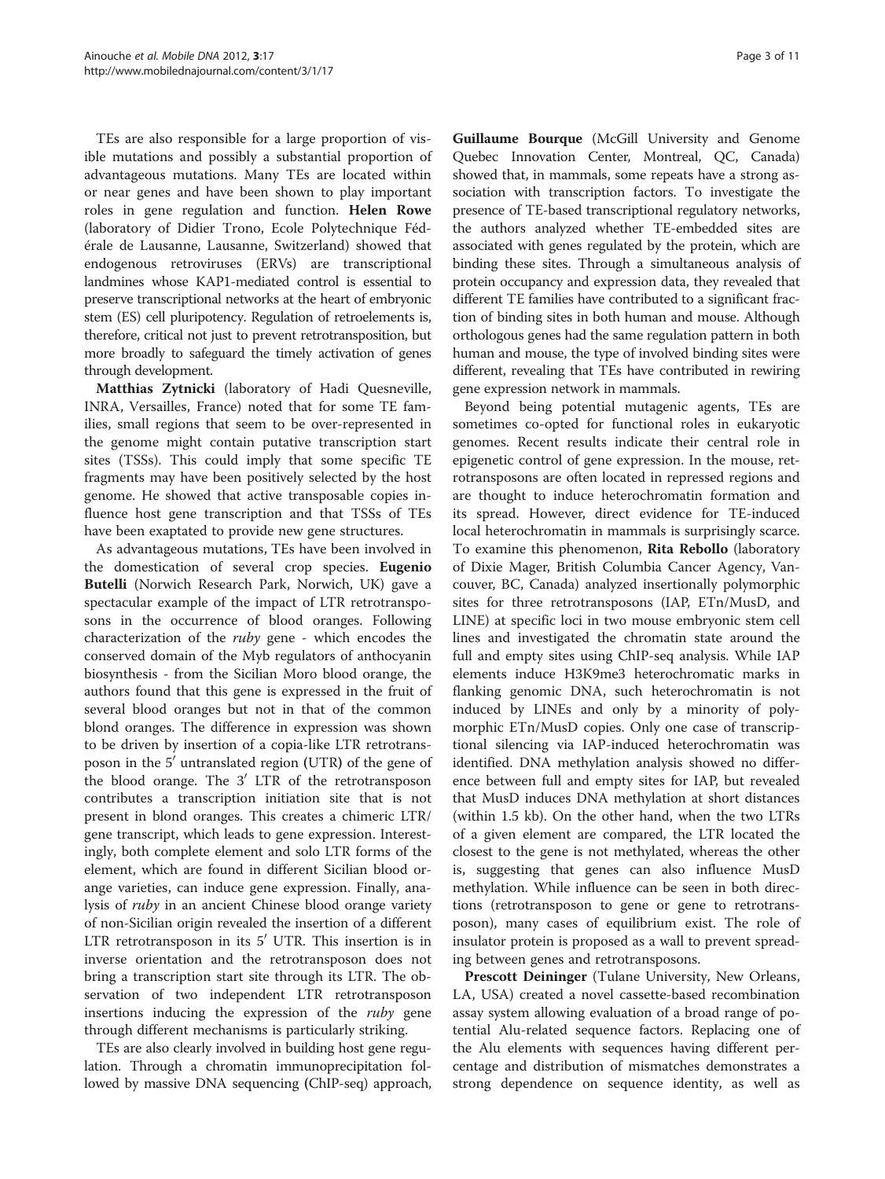TEs are also responsible for a large proportion of visible mutations and possibly a substantial proportion of advantageous mutations. Many TEs are located within or near genes and have been shown to play important roles in gene regulation and function. **Helen Rowe** (laboratory of Didier Trono, Ecole Polytechnique Fédérale de Lausanne, Lausanne, Switzerland) showed that endogenous retroviruses (ERVs) are transcriptional landmines whose KAP1-mediated control is essential to preserve transcriptional networks at the heart of embryonic stem (ES) cell pluripotency. Regulation of retroelements is, therefore, critical not just to prevent retrotransposition, but more broadly to safeguard the timely activation of genes through development.

**Matthias Zytnicki** (laboratory of Hadi Quesneville, INRA, Versailles, France) noted that for some TE families, small regions that seem to be over-represented in the genome might contain putative transcription start sites (TSSs). This could imply that some specific TE fragments may have been positively selected by the host genome. He showed that active transposable copies influence host gene transcription and that TSSs of TEs have been exaptated to provide new gene structures.

As advantageous mutations, TEs have been involved in the domestication of several crop species. **Eugenio Butelli** (Norwich Research Park, Norwich, UK) gave a spectacular example of the impact of LTR retrotransposons in the occurrence of blood oranges. Following characterization of the *ruby* gene - which encodes the conserved domain of the Myb regulators of anthocyanin biosynthesis - from the Sicilian Moro blood orange, the authors found that this gene is expressed in the fruit of several blood oranges but not in that of the common blond oranges. The difference in expression was shown to be driven by insertion of a copia-like LTR retrotransposon in the 5′ untranslated region (UTR) of the gene of the blood orange. The 3′ LTR of the retrotransposon contributes a transcription initiation site that is not present in blond oranges. This creates a chimeric LTR/gene transcript, which leads to gene expression. Interestingly, both complete element and solo LTR forms of the element, which are found in different Sicilian blood orange varieties, can induce gene expression. Finally, analysis of *ruby* in an ancient Chinese blood orange variety of non-Sicilian origin revealed the insertion of a different LTR retrotransposon in its 5′ UTR. This insertion is in inverse orientation and the retrotransposon does not bring a transcription start site through its LTR. The observation of two independent LTR retrotransposon insertions inducing the expression of the *ruby* gene through different mechanisms is particularly striking.

TEs are also clearly involved in building host gene regulation. Through a chromatin immunoprecipitation followed by massive DNA sequencing (ChIP-seq) approach, **Guillaume Bourque** (McGill University and Genome Quebec Innovation Center, Montreal, QC, Canada) showed that, in mammals, some repeats have a strong association with transcription factors. To investigate the presence of TE-based transcriptional regulatory networks, the authors analyzed whether TE-embedded sites are associated with genes regulated by the protein, which are binding these sites. Through a simultaneous analysis of protein occupancy and expression data, they revealed that different TE families have contributed to a significant fraction of binding sites in both human and mouse. Although orthologous genes had the same regulation pattern in both human and mouse, the type of involved binding sites were different, revealing that TEs have contributed in rewiring gene expression network in mammals.

Beyond being potential mutagenic agents, TEs are sometimes co-opted for functional roles in eukaryotic genomes. Recent results indicate their central role in epigenetic control of gene expression. In the mouse, retrotransposons are often located in repressed regions and are thought to induce heterochromatin formation and its spread. However, direct evidence for TE-induced local heterochromatin in mammals is surprisingly scarce. To examine this phenomenon, **Rita Rebollo** (laboratory of Dixie Mager, British Columbia Cancer Agency, Vancouver, BC, Canada) analyzed insertionally polymorphic sites for three retrotransposons (IAP, ETn/MusD, and LINE) at specific loci in two mouse embryonic stem cell lines and investigated the chromatin state around the full and empty sites using ChIP-seq analysis. While IAP elements induce H3K9me3 heterochromatic marks in flanking genomic DNA, such heterochromatin is not induced by LINEs and only by a minority of polymorphic ETn/MusD copies. Only one case of transcriptional silencing via IAP-induced heterochromatin was identified. DNA methylation analysis showed no difference between full and empty sites for IAP, but revealed that MusD induces DNA methylation at short distances (within 1.5 kb). On the other hand, when the two LTRs of a given element are compared, the LTR located the closest to the gene is not methylated, whereas the other is, suggesting that genes can also influence MusD methylation. While influence can be seen in both directions (retrotransposon to gene or gene to retrotransposon), many cases of equilibrium exist. The role of insulator protein is proposed as a wall to prevent spreading between genes and retrotransposons.

**Prescott Deininger** (Tulane University, New Orleans, LA, USA) created a novel cassette-based recombination assay system allowing evaluation of a broad range of potential Alu-related sequence factors. Replacing one of the Alu elements with sequences having different percentage and distribution of mismatches demonstrates a strong dependence on sequence identity, as well as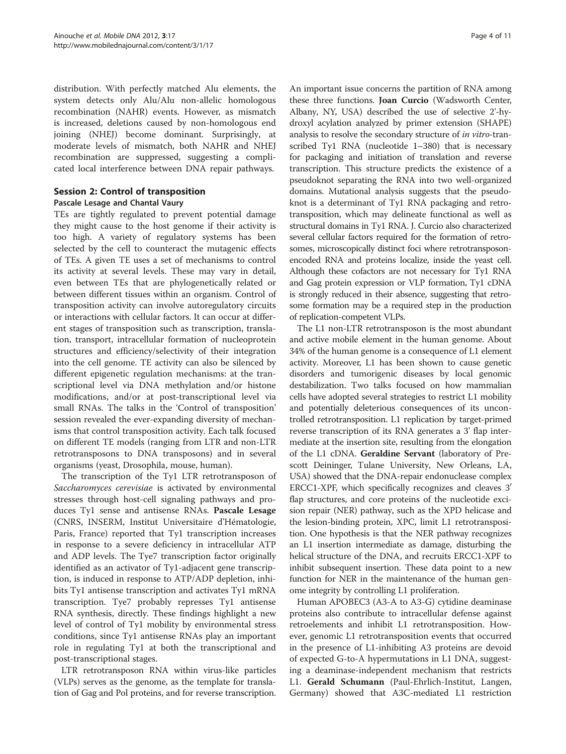distribution. With perfectly matched Alu elements, the system detects only Alu/Alu non-allelic homologous recombination (NAHR) events. However, as mismatch is increased, deletions caused by non-homologous end joining (NHEJ) become dominant. Surprisingly, at moderate levels of mismatch, both NAHR and NHEJ recombination are suppressed, suggesting a complicated local interference between DNA repair pathways.

## Session 2: Control of transposition

### Pascale Lesage and Chantal Vaury

TEs are tightly regulated to prevent potential damage they might cause to the host genome if their activity is too high. A variety of regulatory systems has been selected by the cell to counteract the mutagenic effects of TEs. A given TE uses a set of mechanisms to control its activity at several levels. These may vary in detail, even between TEs that are phylogenetically related or between different tissues within an organism. Control of transposition activity can involve autoregulatory circuits or interactions with cellular factors. It can occur at different stages of transposition such as transcription, translation, transport, intracellular formation of nucleoprotein structures and efficiency/selectivity of their integration into the cell genome. TE activity can also be silenced by different epigenetic regulation mechanisms: at the transcriptional level via DNA methylation and/or histone modifications, and/or at post-transcriptional level via small RNAs. The talks in the 'Control of transposition' session revealed the ever-expanding diversity of mechanisms that control transposition activity. Each talk focused on different TE models (ranging from LTR and non-LTR retrotransposons to DNA transposons) and in several organisms (yeast, Drosophila, mouse, human).

The transcription of the Ty1 LTR retrotransposon of *Saccharomyces cerevisiae* is activated by environmental stresses through host-cell signaling pathways and produces Ty1 sense and antisense RNAs. **Pascale Lesage** (CNRS, INSERM, Institut Universitaire d'Hématologie, Paris, France) reported that Ty1 transcription increases in response to a severe deficiency in intracellular ATP and ADP levels. The Tye7 transcription factor originally identified as an activator of Ty1-adjacent gene transcription, is induced in response to ATP/ADP depletion, inhibits Ty1 antisense transcription and activates Ty1 mRNA transcription. Tye7 probably represses Ty1 antisense RNA synthesis, directly. These findings highlight a new level of control of Ty1 mobility by environmental stress conditions, since Ty1 antisense RNAs play an important role in regulating Ty1 at both the transcriptional and post-transcriptional stages.

LTR retrotransposon RNA within virus-like particles (VLPs) serves as the genome, as the template for translation of Gag and Pol proteins, and for reverse transcription. An important issue concerns the partition of RNA among these three functions. **Joan Curcio** (Wadsworth Center, Albany, NY, USA) described the use of selective 2'-hydroxyl acylation analyzed by primer extension (SHAPE) analysis to resolve the secondary structure of *in vitro*-transcribed Ty1 RNA (nucleotide 1–380) that is necessary for packaging and initiation of translation and reverse transcription. This structure predicts the existence of a pseudoknot separating the RNA into two well-organized domains. Mutational analysis suggests that the pseudoknot is a determinant of Ty1 RNA packaging and retrotransposition, which may delineate functional as well as structural domains in Ty1 RNA. J. Curcio also characterized several cellular factors required for the formation of retrosomes, microscopically distinct foci where retrotransposon-encoded RNA and proteins localize, inside the yeast cell. Although these cofactors are not necessary for Ty1 RNA and Gag protein expression or VLP formation, Ty1 cDNA is strongly reduced in their absence, suggesting that retrosome formation may be a required step in the production of replication-competent VLPs.

The L1 non-LTR retrotransposon is the most abundant and active mobile element in the human genome. About 34% of the human genome is a consequence of L1 element activity. Moreover, L1 has been shown to cause genetic disorders and tumorigenic diseases by local genomic destabilization. Two talks focused on how mammalian cells have adopted several strategies to restrict L1 mobility and potentially deleterious consequences of its uncontrolled retrotransposition. L1 replication by target-primed reverse transcription of its RNA generates a 3' flap intermediate at the insertion site, resulting from the elongation of the L1 cDNA. **Geraldine Servant** (laboratory of Prescott Deininger, Tulane University, New Orleans, LA, USA) showed that the DNA-repair endonuclease complex ERCC1-XPF, which specifically recognizes and cleaves 3′ flap structures, and core proteins of the nucleotide excision repair (NER) pathway, such as the XPD helicase and the lesion-binding protein, XPC, limit L1 retrotransposition. One hypothesis is that the NER pathway recognizes an L1 insertion intermediate as damage, disturbing the helical structure of the DNA, and recruits ERCC1-XPF to inhibit subsequent insertion. These data point to a new function for NER in the maintenance of the human genome integrity by controlling L1 proliferation.

Human APOBEC3 (A3-A to A3-G) cytidine deaminase proteins also contribute to intracellular defense against retroelements and inhibit L1 retrotransposition. However, genomic L1 retrotransposition events that occurred in the presence of L1-inhibiting A3 proteins are devoid of expected G-to-A hypermutations in L1 DNA, suggesting a deaminase-independent mechanism that restricts L1. **Gerald Schumann** (Paul-Ehrlich-Institut, Langen, Germany) showed that A3C-mediated L1 restriction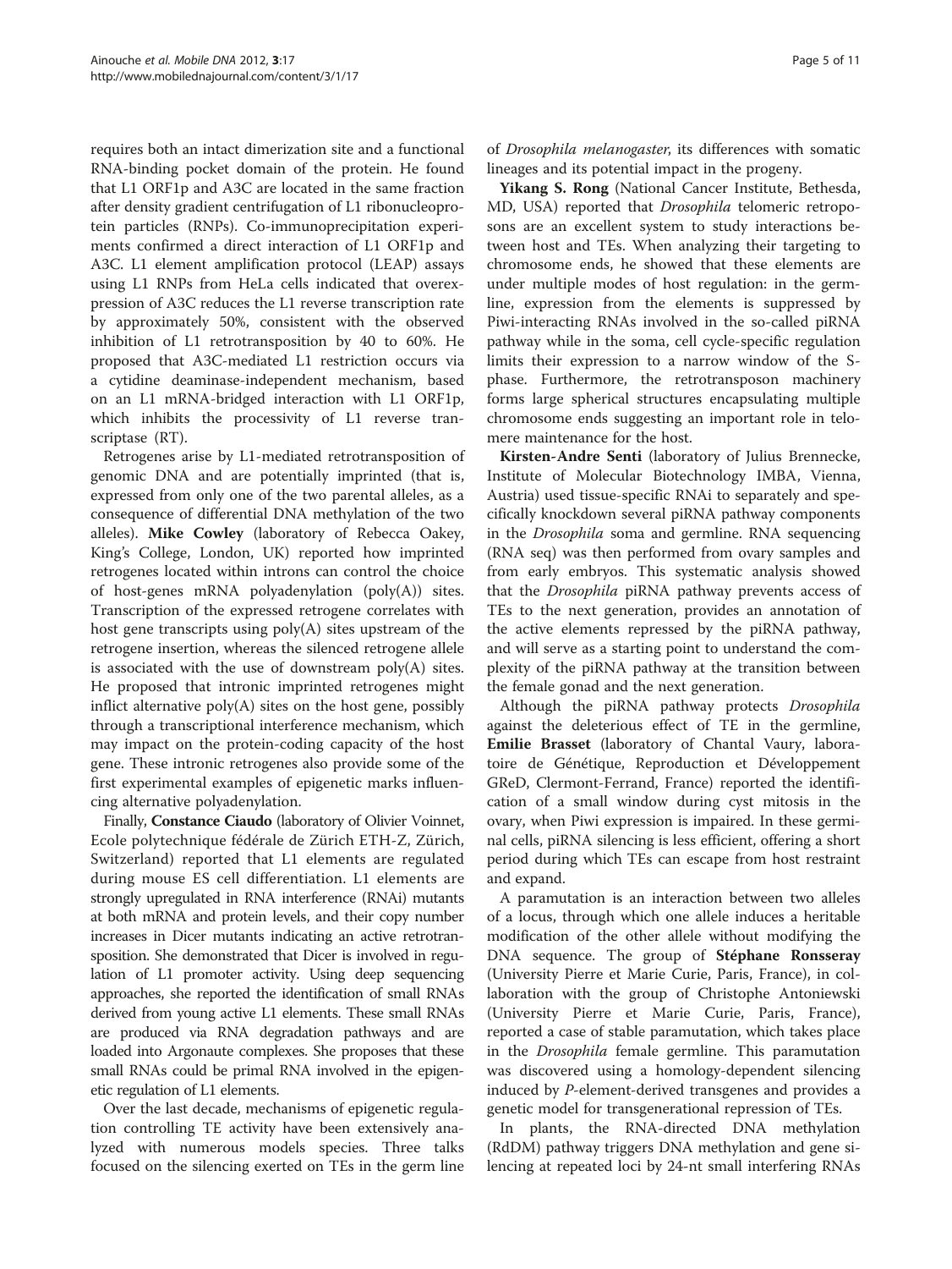requires both an intact dimerization site and a functional RNA-binding pocket domain of the protein. He found that L1 ORF1p and A3C are located in the same fraction after density gradient centrifugation of L1 ribonucleoprotein particles (RNPs). Co-immunoprecipitation experiments confirmed a direct interaction of L1 ORF1p and A3C. L1 element amplification protocol (LEAP) assays using L1 RNPs from HeLa cells indicated that overexpression of A3C reduces the L1 reverse transcription rate by approximately 50%, consistent with the observed inhibition of L1 retrotransposition by 40 to 60%. He proposed that A3C-mediated L1 restriction occurs via a cytidine deaminase-independent mechanism, based on an L1 mRNA-bridged interaction with L1 ORF1p, which inhibits the processivity of L1 reverse transcriptase (RT).

Retrogenes arise by L1-mediated retrotransposition of genomic DNA and are potentially imprinted (that is, expressed from only one of the two parental alleles, as a consequence of differential DNA methylation of the two alleles). **Mike Cowley** (laboratory of Rebecca Oakey, King's College, London, UK) reported how imprinted retrogenes located within introns can control the choice of host-genes mRNA polyadenylation (poly(A)) sites. Transcription of the expressed retrogene correlates with host gene transcripts using poly(A) sites upstream of the retrogene insertion, whereas the silenced retrogene allele is associated with the use of downstream poly(A) sites. He proposed that intronic imprinted retrogenes might inflict alternative poly(A) sites on the host gene, possibly through a transcriptional interference mechanism, which may impact on the protein-coding capacity of the host gene. These intronic retrogenes also provide some of the first experimental examples of epigenetic marks influencing alternative polyadenylation.

Finally, **Constance Ciaudo** (laboratory of Olivier Voinnet, Ecole polytechnique fédérale de Zürich ETH-Z, Zürich, Switzerland) reported that L1 elements are regulated during mouse ES cell differentiation. L1 elements are strongly upregulated in RNA interference (RNAi) mutants at both mRNA and protein levels, and their copy number increases in Dicer mutants indicating an active retrotransposition. She demonstrated that Dicer is involved in regulation of L1 promoter activity. Using deep sequencing approaches, she reported the identification of small RNAs derived from young active L1 elements. These small RNAs are produced via RNA degradation pathways and are loaded into Argonaute complexes. She proposes that these small RNAs could be primal RNA involved in the epigenetic regulation of L1 elements.

Over the last decade, mechanisms of epigenetic regulation controlling TE activity have been extensively analyzed with numerous models species. Three talks focused on the silencing exerted on TEs in the germ line of *Drosophila melanogaster*, its differences with somatic lineages and its potential impact in the progeny.

**Yikang S. Rong** (National Cancer Institute, Bethesda, MD, USA) reported that *Drosophila* telomeric retroposons are an excellent system to study interactions between host and TEs. When analyzing their targeting to chromosome ends, he showed that these elements are under multiple modes of host regulation: in the germline, expression from the elements is suppressed by Piwi-interacting RNAs involved in the so-called piRNA pathway while in the soma, cell cycle-specific regulation limits their expression to a narrow window of the S-phase. Furthermore, the retrotransposon machinery forms large spherical structures encapsulating multiple chromosome ends suggesting an important role in telomere maintenance for the host.

**Kirsten-Andre Senti** (laboratory of Julius Brennecke, Institute of Molecular Biotechnology IMBA, Vienna, Austria) used tissue-specific RNAi to separately and specifically knockdown several piRNA pathway components in the *Drosophila* soma and germline. RNA sequencing (RNA seq) was then performed from ovary samples and from early embryos. This systematic analysis showed that the *Drosophila* piRNA pathway prevents access of TEs to the next generation, provides an annotation of the active elements repressed by the piRNA pathway, and will serve as a starting point to understand the complexity of the piRNA pathway at the transition between the female gonad and the next generation.

Although the piRNA pathway protects *Drosophila* against the deleterious effect of TE in the germline, **Emilie Brasset** (laboratory of Chantal Vaury, laboratoire de Génétique, Reproduction et Développement GReD, Clermont-Ferrand, France) reported the identification of a small window during cyst mitosis in the ovary, when Piwi expression is impaired. In these germinal cells, piRNA silencing is less efficient, offering a short period during which TEs can escape from host restraint and expand.

A paramutation is an interaction between two alleles of a locus, through which one allele induces a heritable modification of the other allele without modifying the DNA sequence. The group of **Stéphane Ronsseray** (University Pierre et Marie Curie, Paris, France), in collaboration with the group of Christophe Antoniewski (University Pierre et Marie Curie, Paris, France), reported a case of stable paramutation, which takes place in the *Drosophila* female germline. This paramutation was discovered using a homology-dependent silencing induced by *P*-element-derived transgenes and provides a genetic model for transgenerational repression of TEs.

In plants, the RNA-directed DNA methylation (RdDM) pathway triggers DNA methylation and gene silencing at repeated loci by 24-nt small interfering RNAs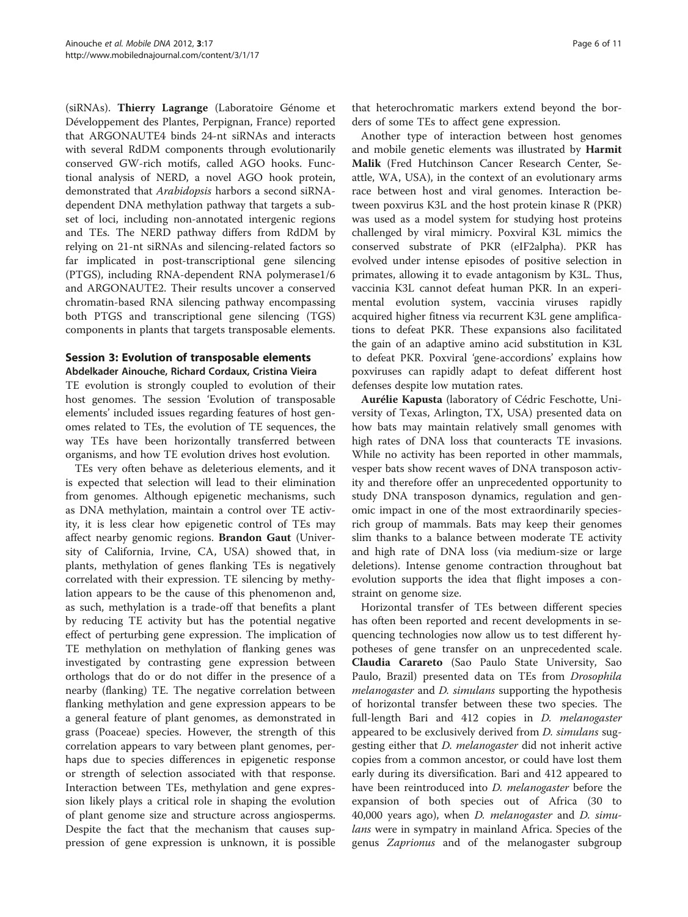(siRNAs). **Thierry Lagrange** (Laboratoire Génome et Développement des Plantes, Perpignan, France) reported that ARGONAUTE4 binds 24-nt siRNAs and interacts with several RdDM components through evolutionarily conserved GW-rich motifs, called AGO hooks. Functional analysis of NERD, a novel AGO hook protein, demonstrated that *Arabidopsis* harbors a second siRNA-dependent DNA methylation pathway that targets a subset of loci, including non-annotated intergenic regions and TEs. The NERD pathway differs from RdDM by relying on 21-nt siRNAs and silencing-related factors so far implicated in post-transcriptional gene silencing (PTGS), including RNA-dependent RNA polymerase1/6 and ARGONAUTE2. Their results uncover a conserved chromatin-based RNA silencing pathway encompassing both PTGS and transcriptional gene silencing (TGS) components in plants that targets transposable elements.

## Session 3: Evolution of transposable elements

**Abdelkader Ainouche, Richard Cordaux, Cristina Vieira**

TE evolution is strongly coupled to evolution of their host genomes. The session 'Evolution of transposable elements' included issues regarding features of host genomes related to TEs, the evolution of TE sequences, the way TEs have been horizontally transferred between organisms, and how TE evolution drives host evolution.

TEs very often behave as deleterious elements, and it is expected that selection will lead to their elimination from genomes. Although epigenetic mechanisms, such as DNA methylation, maintain a control over TE activity, it is less clear how epigenetic control of TEs may affect nearby genomic regions. **Brandon Gaut** (University of California, Irvine, CA, USA) showed that, in plants, methylation of genes flanking TEs is negatively correlated with their expression. TE silencing by methylation appears to be the cause of this phenomenon and, as such, methylation is a trade-off that benefits a plant by reducing TE activity but has the potential negative effect of perturbing gene expression. The implication of TE methylation on methylation of flanking genes was investigated by contrasting gene expression between orthologs that do or do not differ in the presence of a nearby (flanking) TE. The negative correlation between flanking methylation and gene expression appears to be a general feature of plant genomes, as demonstrated in grass (Poaceae) species. However, the strength of this correlation appears to vary between plant genomes, perhaps due to species differences in epigenetic response or strength of selection associated with that response. Interaction between TEs, methylation and gene expression likely plays a critical role in shaping the evolution of plant genome size and structure across angiosperms. Despite the fact that the mechanism that causes suppression of gene expression is unknown, it is possible that heterochromatic markers extend beyond the borders of some TEs to affect gene expression.

Another type of interaction between host genomes and mobile genetic elements was illustrated by **Harmit Malik** (Fred Hutchinson Cancer Research Center, Seattle, WA, USA), in the context of an evolutionary arms race between host and viral genomes. Interaction between poxvirus K3L and the host protein kinase R (PKR) was used as a model system for studying host proteins challenged by viral mimicry. Poxviral K3L mimics the conserved substrate of PKR (eIF2alpha). PKR has evolved under intense episodes of positive selection in primates, allowing it to evade antagonism by K3L. Thus, vaccinia K3L cannot defeat human PKR. In an experimental evolution system, vaccinia viruses rapidly acquired higher fitness via recurrent K3L gene amplifications to defeat PKR. These expansions also facilitated the gain of an adaptive amino acid substitution in K3L to defeat PKR. Poxviral 'gene-accordions' explains how poxviruses can rapidly adapt to defeat different host defenses despite low mutation rates.

**Aurélie Kapusta** (laboratory of Cédric Feschotte, University of Texas, Arlington, TX, USA) presented data on how bats may maintain relatively small genomes with high rates of DNA loss that counteracts TE invasions. While no activity has been reported in other mammals, vesper bats show recent waves of DNA transposon activity and therefore offer an unprecedented opportunity to study DNA transposon dynamics, regulation and genomic impact in one of the most extraordinarily species-rich group of mammals. Bats may keep their genomes slim thanks to a balance between moderate TE activity and high rate of DNA loss (via medium-size or large deletions). Intense genome contraction throughout bat evolution supports the idea that flight imposes a constraint on genome size.

Horizontal transfer of TEs between different species has often been reported and recent developments in sequencing technologies now allow us to test different hypotheses of gene transfer on an unprecedented scale. **Claudia Carareto** (Sao Paulo State University, Sao Paulo, Brazil) presented data on TEs from *Drosophila melanogaster* and *D. simulans* supporting the hypothesis of horizontal transfer between these two species. The full-length Bari and 412 copies in *D. melanogaster* appeared to be exclusively derived from *D. simulans* suggesting either that *D. melanogaster* did not inherit active copies from a common ancestor, or could have lost them early during its diversification. Bari and 412 appeared to have been reintroduced into *D. melanogaster* before the expansion of both species out of Africa (30 to 40,000 years ago), when *D. melanogaster* and *D. simulans* were in sympatry in mainland Africa. Species of the genus *Zaprionus* and of the melanogaster subgroup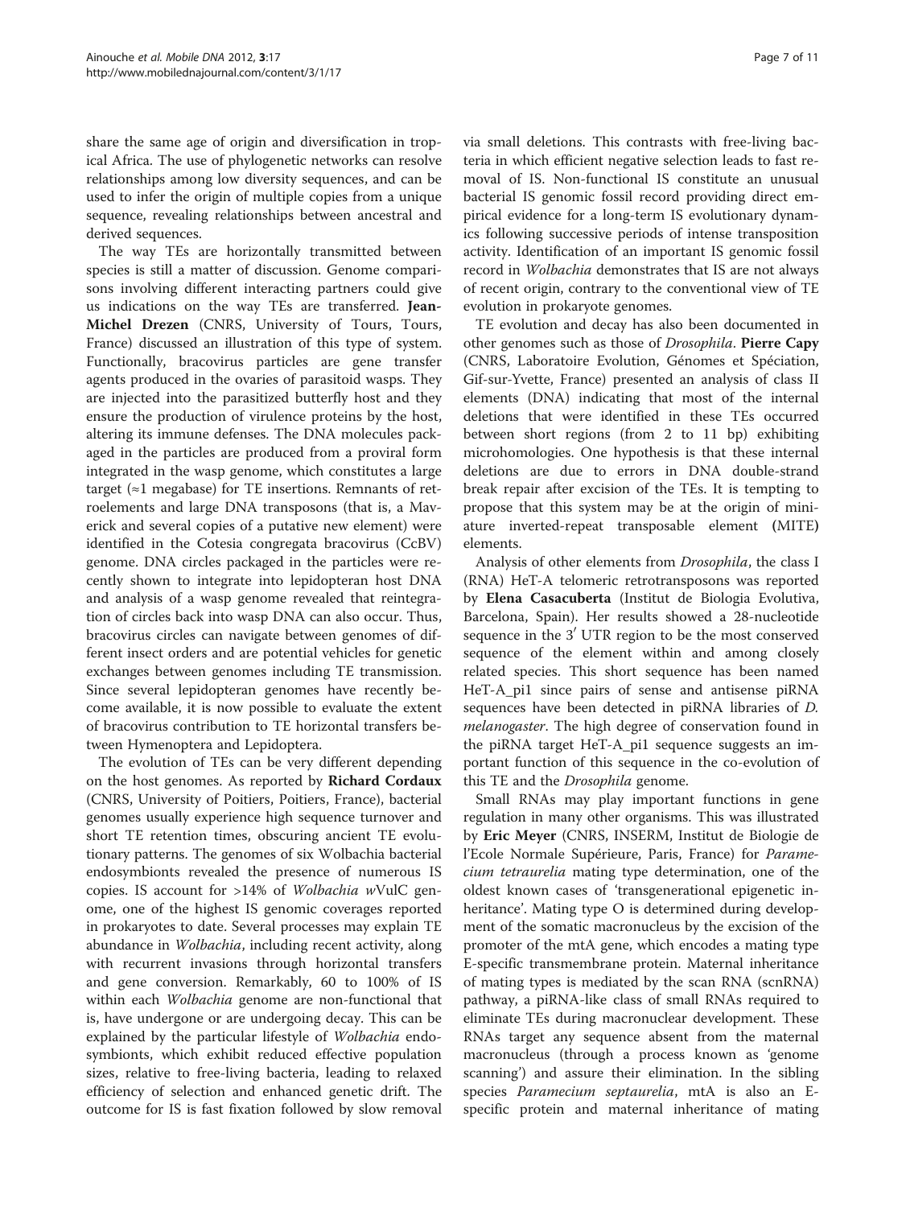share the same age of origin and diversification in tropical Africa. The use of phylogenetic networks can resolve relationships among low diversity sequences, and can be used to infer the origin of multiple copies from a unique sequence, revealing relationships between ancestral and derived sequences.

The way TEs are horizontally transmitted between species is still a matter of discussion. Genome comparisons involving different interacting partners could give us indications on the way TEs are transferred. **Jean-Michel Drezen** (CNRS, University of Tours, Tours, France) discussed an illustration of this type of system. Functionally, bracovirus particles are gene transfer agents produced in the ovaries of parasitoid wasps. They are injected into the parasitized butterfly host and they ensure the production of virulence proteins by the host, altering its immune defenses. The DNA molecules packaged in the particles are produced from a proviral form integrated in the wasp genome, which constitutes a large target (≈1 megabase) for TE insertions. Remnants of retroelements and large DNA transposons (that is, a Maverick and several copies of a putative new element) were identified in the Cotesia congregata bracovirus (CcBV) genome. DNA circles packaged in the particles were recently shown to integrate into lepidopteran host DNA and analysis of a wasp genome revealed that reintegration of circles back into wasp DNA can also occur. Thus, bracovirus circles can navigate between genomes of different insect orders and are potential vehicles for genetic exchanges between genomes including TE transmission. Since several lepidopteran genomes have recently become available, it is now possible to evaluate the extent of bracovirus contribution to TE horizontal transfers between Hymenoptera and Lepidoptera.

The evolution of TEs can be very different depending on the host genomes. As reported by **Richard Cordaux** (CNRS, University of Poitiers, Poitiers, France), bacterial genomes usually experience high sequence turnover and short TE retention times, obscuring ancient TE evolutionary patterns. The genomes of six Wolbachia bacterial endosymbionts revealed the presence of numerous IS copies. IS account for >14% of *Wolbachia w*VulC genome, one of the highest IS genomic coverages reported in prokaryotes to date. Several processes may explain TE abundance in *Wolbachia*, including recent activity, along with recurrent invasions through horizontal transfers and gene conversion. Remarkably, 60 to 100% of IS within each *Wolbachia* genome are non-functional that is, have undergone or are undergoing decay. This can be explained by the particular lifestyle of *Wolbachia* endosymbionts, which exhibit reduced effective population sizes, relative to free-living bacteria, leading to relaxed efficiency of selection and enhanced genetic drift. The outcome for IS is fast fixation followed by slow removal via small deletions. This contrasts with free-living bacteria in which efficient negative selection leads to fast removal of IS. Non-functional IS constitute an unusual bacterial IS genomic fossil record providing direct empirical evidence for a long-term IS evolutionary dynamics following successive periods of intense transposition activity. Identification of an important IS genomic fossil record in *Wolbachia* demonstrates that IS are not always of recent origin, contrary to the conventional view of TE evolution in prokaryote genomes.

TE evolution and decay has also been documented in other genomes such as those of *Drosophila*. **Pierre Capy** (CNRS, Laboratoire Evolution, Génomes et Spéciation, Gif-sur-Yvette, France) presented an analysis of class II elements (DNA) indicating that most of the internal deletions that were identified in these TEs occurred between short regions (from 2 to 11 bp) exhibiting microhomologies. One hypothesis is that these internal deletions are due to errors in DNA double-strand break repair after excision of the TEs. It is tempting to propose that this system may be at the origin of miniature inverted-repeat transposable element (MITE) elements.

Analysis of other elements from *Drosophila*, the class I (RNA) HeT-A telomeric retrotransposons was reported by **Elena Casacuberta** (Institut de Biologia Evolutiva, Barcelona, Spain). Her results showed a 28-nucleotide sequence in the 3′ UTR region to be the most conserved sequence of the element within and among closely related species. This short sequence has been named HeT-A_pi1 since pairs of sense and antisense piRNA sequences have been detected in piRNA libraries of *D. melanogaster*. The high degree of conservation found in the piRNA target HeT-A_pi1 sequence suggests an important function of this sequence in the co-evolution of this TE and the *Drosophila* genome.

Small RNAs may play important functions in gene regulation in many other organisms. This was illustrated by **Eric Meyer** (CNRS, INSERM, Institut de Biologie de l'Ecole Normale Supérieure, Paris, France) for *Paramecium tetraurelia* mating type determination, one of the oldest known cases of 'transgenerational epigenetic inheritance'. Mating type O is determined during development of the somatic macronucleus by the excision of the promoter of the mtA gene, which encodes a mating type E-specific transmembrane protein. Maternal inheritance of mating types is mediated by the scan RNA (scnRNA) pathway, a piRNA-like class of small RNAs required to eliminate TEs during macronuclear development. These RNAs target any sequence absent from the maternal macronucleus (through a process known as 'genome scanning') and assure their elimination. In the sibling species *Paramecium septaurelia*, mtA is also an E-specific protein and maternal inheritance of mating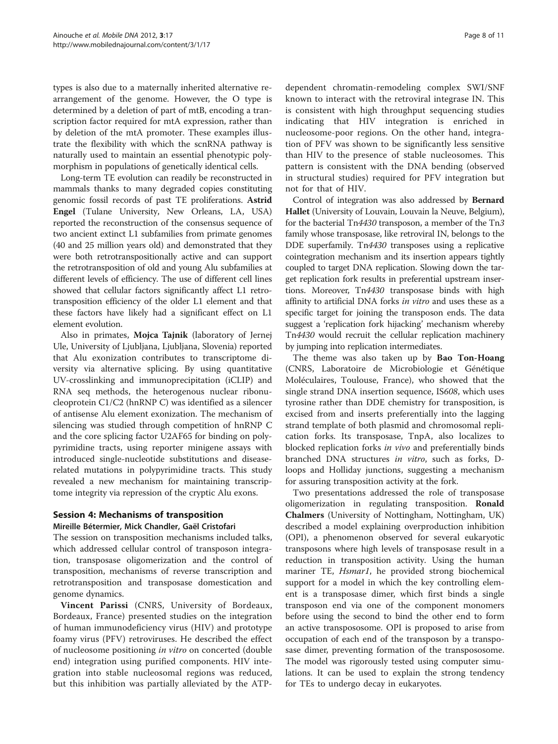types is also due to a maternally inherited alternative rearrangement of the genome. However, the O type is determined by a deletion of part of mtB, encoding a transcription factor required for mtA expression, rather than by deletion of the mtA promoter. These examples illustrate the flexibility with which the scnRNA pathway is naturally used to maintain an essential phenotypic polymorphism in populations of genetically identical cells.

Long-term TE evolution can readily be reconstructed in mammals thanks to many degraded copies constituting genomic fossil records of past TE proliferations. **Astrid Engel** (Tulane University, New Orleans, LA, USA) reported the reconstruction of the consensus sequence of two ancient extinct L1 subfamilies from primate genomes (40 and 25 million years old) and demonstrated that they were both retrotranspositionally active and can support the retrotransposition of old and young Alu subfamilies at different levels of efficiency. The use of different cell lines showed that cellular factors significantly affect L1 retrotransposition efficiency of the older L1 element and that these factors have likely had a significant effect on L1 element evolution.

Also in primates, **Mojca Tajnik** (laboratory of Jernej Ule, University of Ljubljana, Ljubljana, Slovenia) reported that Alu exonization contributes to transcriptome diversity via alternative splicing. By using quantitative UV-crosslinking and immunoprecipitation (iCLIP) and RNA seq methods, the heterogenous nuclear ribonucleoprotein C1/C2 (hnRNP C) was identified as a silencer of antisense Alu element exonization. The mechanism of silencing was studied through competition of hnRNP C and the core splicing factor U2AF65 for binding on polypyrimidine tracts, using reporter minigene assays with introduced single-nucleotide substitutions and disease-related mutations in polypyrimidine tracts. This study revealed a new mechanism for maintaining transcriptome integrity via repression of the cryptic Alu exons.

## Session 4: Mechanisms of transposition

### Mireille Bétermier, Mick Chandler, Gaël Cristofari

The session on transposition mechanisms included talks, which addressed cellular control of transposon integration, transposase oligomerization and the control of transposition, mechanisms of reverse transcription and retrotransposition and transposase domestication and genome dynamics.

**Vincent Parissi** (CNRS, University of Bordeaux, Bordeaux, France) presented studies on the integration of human immunodeficiency virus (HIV) and prototype foamy virus (PFV) retroviruses. He described the effect of nucleosome positioning *in vitro* on concerted (double end) integration using purified components. HIV integration into stable nucleosomal regions was reduced, but this inhibition was partially alleviated by the ATP-dependent chromatin-remodeling complex SWI/SNF known to interact with the retroviral integrase IN. This is consistent with high throughput sequencing studies indicating that HIV integration is enriched in nucleosome-poor regions. On the other hand, integration of PFV was shown to be significantly less sensitive than HIV to the presence of stable nucleosomes. This pattern is consistent with the DNA bending (observed in structural studies) required for PFV integration but not for that of HIV.

Control of integration was also addressed by **Bernard Hallet** (University of Louvain, Louvain la Neuve, Belgium), for the bacterial Tn*4430* transposon, a member of the Tn*3* family whose transposase, like retroviral IN, belongs to the DDE superfamily. Tn*4430* transposes using a replicative cointegration mechanism and its insertion appears tightly coupled to target DNA replication. Slowing down the target replication fork results in preferential upstream insertions. Moreover, Tn*4430* transposase binds with high affinity to artificial DNA forks *in vitro* and uses these as a specific target for joining the transposon ends. The data suggest a 'replication fork hijacking' mechanism whereby Tn*4430* would recruit the cellular replication machinery by jumping into replication intermediates.

The theme was also taken up by **Bao Ton-Hoang** (CNRS, Laboratoire de Microbiologie et Génétique Moléculaires, Toulouse, France), who showed that the single strand DNA insertion sequence, IS*608*, which uses tyrosine rather than DDE chemistry for transposition, is excised from and inserts preferentially into the lagging strand template of both plasmid and chromosomal replication forks. Its transposase, TnpA, also localizes to blocked replication forks *in vivo* and preferentially binds branched DNA structures *in vitro*, such as forks, D-loops and Holliday junctions, suggesting a mechanism for assuring transposition activity at the fork.

Two presentations addressed the role of transposase oligomerization in regulating transposition. **Ronald Chalmers** (University of Nottingham, Nottingham, UK) described a model explaining overproduction inhibition (OPI), a phenomenon observed for several eukaryotic transposons where high levels of transposase result in a reduction in transposition activity. Using the human mariner TE, *Hsmar1*, he provided strong biochemical support for a model in which the key controlling element is a transposase dimer, which first binds a single transposon end via one of the component monomers before using the second to bind the other end to form an active transpososome. OPI is proposed to arise from occupation of each end of the transposon by a transposase dimer, preventing formation of the transpososome. The model was rigorously tested using computer simulations. It can be used to explain the strong tendency for TEs to undergo decay in eukaryotes.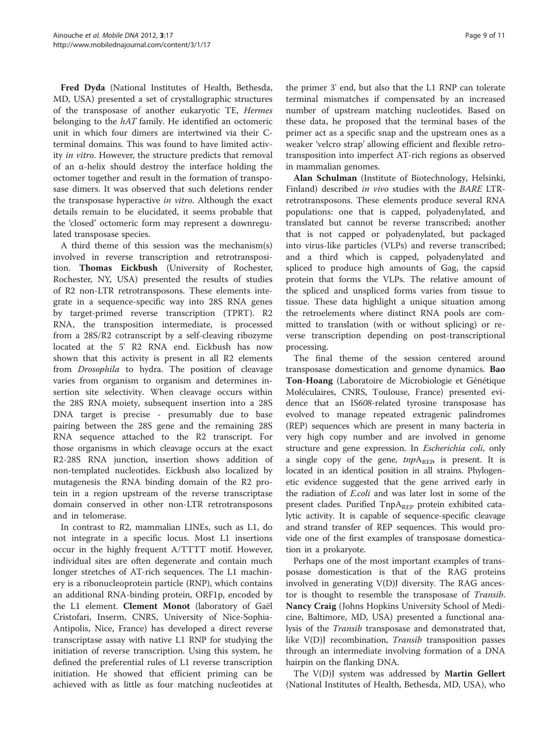**Fred Dyda** (National Institutes of Health, Bethesda, MD, USA) presented a set of crystallographic structures of the transposase of another eukaryotic TE, *Hermes* belonging to the *hAT* family. He identified an octomeric unit in which four dimers are intertwined via their C-terminal domains. This was found to have limited activity *in vitro*. However, the structure predicts that removal of an α-helix should destroy the interface holding the octomer together and result in the formation of transposase dimers. It was observed that such deletions render the transposase hyperactive *in vitro*. Although the exact details remain to be elucidated, it seems probable that the 'closed' octomeric form may represent a downregulated transposase species.

A third theme of this session was the mechanism(s) involved in reverse transcription and retrotransposition. **Thomas Eickbush** (University of Rochester, Rochester, NY, USA) presented the results of studies of R2 non-LTR retrotransposons. These elements integrate in a sequence-specific way into 28S RNA genes by target-primed reverse transcription (TPRT). R2 RNA, the transposition intermediate, is processed from a 28S/R2 cotranscript by a self-cleaving ribozyme located at the 5' R2 RNA end. Eickbush has now shown that this activity is present in all R2 elements from *Drosophila* to hydra. The position of cleavage varies from organism to organism and determines insertion site selectivity. When cleavage occurs within the 28S RNA moiety, subsequent insertion into a 28S DNA target is precise - presumably due to base pairing between the 28S gene and the remaining 28S RNA sequence attached to the R2 transcript. For those organisms in which cleavage occurs at the exact R2-28S RNA junction, insertion shows addition of non-templated nucleotides. Eickbush also localized by mutagenesis the RNA binding domain of the R2 protein in a region upstream of the reverse transcriptase domain conserved in other non-LTR retrotransposons and in telomerase.

In contrast to R2, mammalian LINEs, such as L1, do not integrate in a specific locus. Most L1 insertions occur in the highly frequent A/TTTT motif. However, individual sites are often degenerate and contain much longer stretches of AT-rich sequences. The L1 machinery is a ribonucleoprotein particle (RNP), which contains an additional RNA-binding protein, ORF1p, encoded by the L1 element. **Clement Monot** (laboratory of Gaël Cristofari, Inserm, CNRS, University of Nice-Sophia-Antipolis, Nice, France) has developed a direct reverse transcriptase assay with native L1 RNP for studying the initiation of reverse transcription. Using this system, he defined the preferential rules of L1 reverse transcription initiation. He showed that efficient priming can be achieved with as little as four matching nucleotides at the primer 3' end, but also that the L1 RNP can tolerate terminal mismatches if compensated by an increased number of upstream matching nucleotides. Based on these data, he proposed that the terminal bases of the primer act as a specific snap and the upstream ones as a weaker 'velcro strap' allowing efficient and flexible retrotransposition into imperfect AT-rich regions as observed in mammalian genomes.

**Alan Schulman** (Institute of Biotechnology, Helsinki, Finland) described *in vivo* studies with the *BARE* LTR-retrotransposons. These elements produce several RNA populations: one that is capped, polyadenylated, and translated but cannot be reverse transcribed; another that is not capped or polyadenylated, but packaged into virus-like particles (VLPs) and reverse transcribed; and a third which is capped, polyadenylated and spliced to produce high amounts of Gag, the capsid protein that forms the VLPs. The relative amount of the spliced and unspliced forms varies from tissue to tissue. These data highlight a unique situation among the retroelements where distinct RNA pools are committed to translation (with or without splicing) or reverse transcription depending on post-transcriptional processing.

The final theme of the session centered around transposase domestication and genome dynamics. **Bao Ton-Hoang** (Laboratoire de Microbiologie et Génétique Moléculaires, CNRS, Toulouse, France) presented evidence that an IS*608*-related tyrosine transposase has evolved to manage repeated extragenic palindromes (REP) sequences which are present in many bacteria in very high copy number and are involved in genome structure and gene expression. In *Escherichia coli*, only a single copy of the gene, *tnp*$A_{REP}$, is present. It is located in an identical position in all strains. Phylogenetic evidence suggested that the gene arrived early in the radiation of *E.coli* and was later lost in some of the present clades. Purified Tnp$A_{REP}$ protein exhibited catalytic activity. It is capable of sequence-specific cleavage and strand transfer of REP sequences. This would provide one of the first examples of transposase domestication in a prokaryote.

Perhaps one of the most important examples of transposase domestication is that of the RAG proteins involved in generating V(D)J diversity. The RAG ancestor is thought to resemble the transposase of *Transib*. **Nancy Craig** (Johns Hopkins University School of Medicine, Baltimore, MD, USA) presented a functional analysis of the *Transib* transposase and demonstrated that, like V(D)J recombination, *Transib* transposition passes through an intermediate involving formation of a DNA hairpin on the flanking DNA.

The V(D)J system was addressed by **Martin Gellert** (National Institutes of Health, Bethesda, MD, USA), who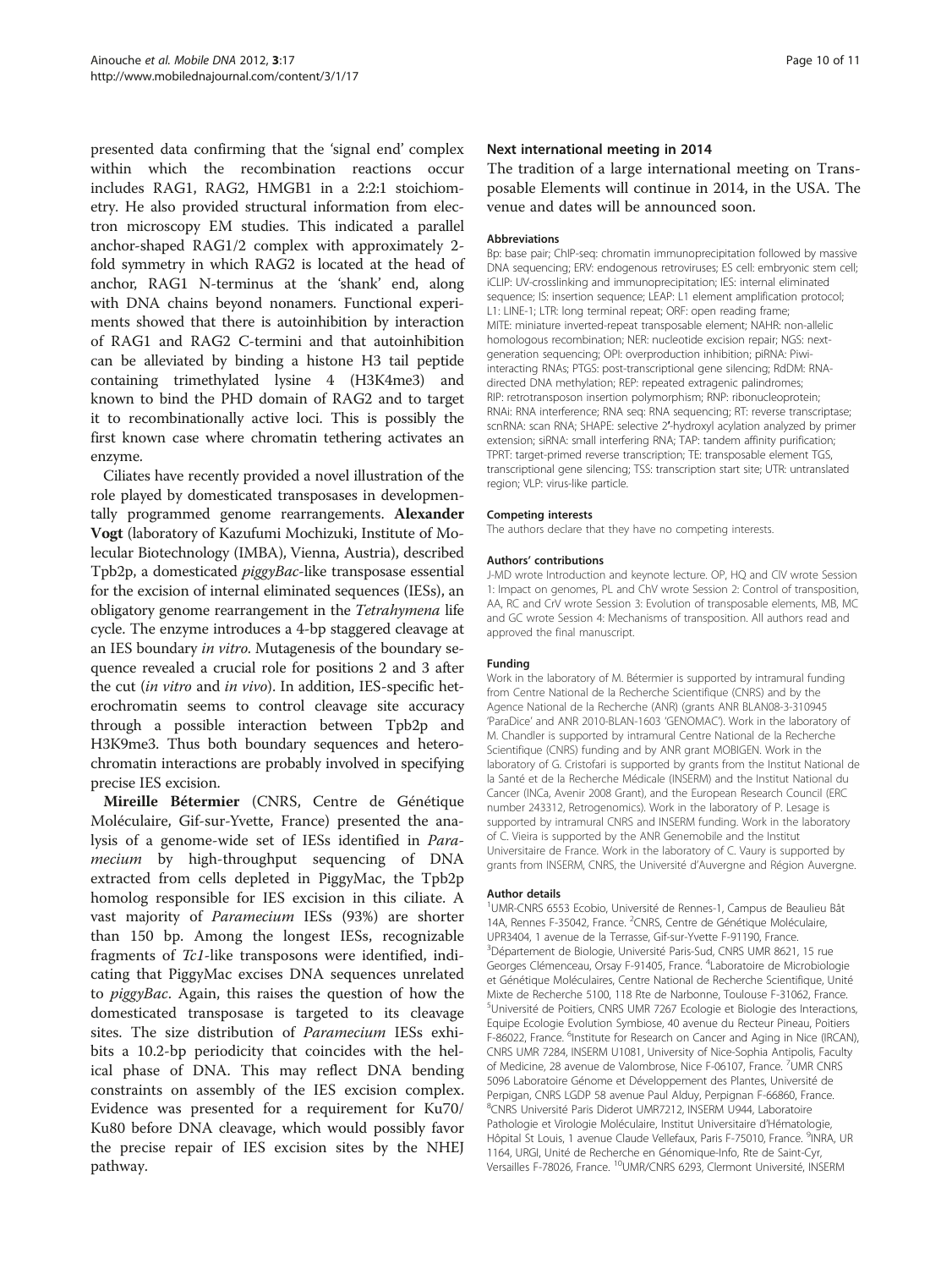presented data confirming that the 'signal end' complex within which the recombination reactions occur includes RAG1, RAG2, HMGB1 in a 2:2:1 stoichiometry. He also provided structural information from electron microscopy EM studies. This indicated a parallel anchor-shaped RAG1/2 complex with approximately 2-fold symmetry in which RAG2 is located at the head of anchor, RAG1 N-terminus at the 'shank' end, along with DNA chains beyond nonamers. Functional experiments showed that there is autoinhibition by interaction of RAG1 and RAG2 C-termini and that autoinhibition can be alleviated by binding a histone H3 tail peptide containing trimethylated lysine 4 (H3K4me3) and known to bind the PHD domain of RAG2 and to target it to recombinationally active loci. This is possibly the first known case where chromatin tethering activates an enzyme.

Ciliates have recently provided a novel illustration of the role played by domesticated transposases in developmentally programmed genome rearrangements. **Alexander Vogt** (laboratory of Kazufumi Mochizuki, Institute of Molecular Biotechnology (IMBA), Vienna, Austria), described Tpb2p, a domesticated *piggyBac*-like transposase essential for the excision of internal eliminated sequences (IESs), an obligatory genome rearrangement in the *Tetrahymena* life cycle. The enzyme introduces a 4-bp staggered cleavage at an IES boundary *in vitro*. Mutagenesis of the boundary sequence revealed a crucial role for positions 2 and 3 after the cut (*in vitro* and *in vivo*). In addition, IES-specific heterochromatin seems to control cleavage site accuracy through a possible interaction between Tpb2p and H3K9me3. Thus both boundary sequences and heterochromatin interactions are probably involved in specifying precise IES excision.

**Mireille Bétermier** (CNRS, Centre de Génétique Moléculaire, Gif-sur-Yvette, France) presented the analysis of a genome-wide set of IESs identified in *Paramecium* by high-throughput sequencing of DNA extracted from cells depleted in PiggyMac, the Tpb2p homolog responsible for IES excision in this ciliate. A vast majority of *Paramecium* IESs (93%) are shorter than 150 bp. Among the longest IESs, recognizable fragments of *Tc1*-like transposons were identified, indicating that PiggyMac excises DNA sequences unrelated to *piggyBac*. Again, this raises the question of how the domesticated transposase is targeted to its cleavage sites. The size distribution of *Paramecium* IESs exhibits a 10.2-bp periodicity that coincides with the helical phase of DNA. This may reflect DNA bending constraints on assembly of the IES excision complex. Evidence was presented for a requirement for Ku70/Ku80 before DNA cleavage, which would possibly favor the precise repair of IES excision sites by the NHEJ pathway.

### Next international meeting in 2014

The tradition of a large international meeting on Transposable Elements will continue in 2014, in the USA. The venue and dates will be announced soon.

#### Abbreviations

Bp: base pair; ChIP-seq: chromatin immunoprecipitation followed by massive DNA sequencing; ERV: endogenous retroviruses; ES cell: embryonic stem cell; iCLIP: UV-crosslinking and immunoprecipitation; IES: internal eliminated sequence; IS: insertion sequence; LEAP: L1 element amplification protocol; L1: LINE-1; LTR: long terminal repeat; ORF: open reading frame; MITE: miniature inverted-repeat transposable element; NAHR: non-allelic homologous recombination; NER: nucleotide excision repair; NGS: next-generation sequencing; OPI: overproduction inhibition; piRNA: Piwi-interacting RNAs; PTGS: post-transcriptional gene silencing; RdDM: RNA-directed DNA methylation; REP: repeated extragenic palindromes; RIP: retrotransposon insertion polymorphism; RNP: ribonucleoprotein; RNAi: RNA interference; RNA seq: RNA sequencing; RT: reverse transcriptase; scnRNA: scan RNA; SHAPE: selective 2′-hydroxyl acylation analyzed by primer extension; siRNA: small interfering RNA; TAP: tandem affinity purification; TPRT: target-primed reverse transcription; TE: transposable element TGS, transcriptional gene silencing; TSS: transcription start site; UTR: untranslated region; VLP: virus-like particle.

#### Competing interests

The authors declare that they have no competing interests.

#### Authors' contributions

J-MD wrote Introduction and keynote lecture. OP, HQ and ClV wrote Session 1: Impact on genomes, PL and ChV wrote Session 2: Control of transposition, AA, RC and CrV wrote Session 3: Evolution of transposable elements, MB, MC and GC wrote Session 4: Mechanisms of transposition. All authors read and approved the final manuscript.

#### Funding

Work in the laboratory of M. Bétermier is supported by intramural funding from Centre National de la Recherche Scientifique (CNRS) and by the Agence National de la Recherche (ANR) (grants ANR BLAN08-3-310945 'ParaDice' and ANR 2010-BLAN-1603 'GENOMAC'). Work in the laboratory of M. Chandler is supported by intramural Centre National de la Recherche Scientifique (CNRS) funding and by ANR grant MOBIGEN. Work in the laboratory of G. Cristofari is supported by grants from the Institut National de la Santé et de la Recherche Médicale (INSERM) and the Institut National du Cancer (INCa, Avenir 2008 Grant), and the European Research Council (ERC number 243312, Retrogenomics). Work in the laboratory of P. Lesage is supported by intramural CNRS and INSERM funding. Work in the laboratory of C. Vieira is supported by the ANR Genemobile and the Institut Universitaire de France. Work in the laboratory of C. Vaury is supported by grants from INSERM, CNRS, the Université d'Auvergne and Région Auvergne.

#### Author details

[1]UMR-CNRS 6553 Ecobio, Université de Rennes-1, Campus de Beaulieu Bât 14A, Rennes F-35042, France. [2]CNRS, Centre de Génétique Moléculaire, UPR3404, 1 avenue de la Terrasse, Gif-sur-Yvette F-91190, France. [3]Département de Biologie, Université Paris-Sud, CNRS UMR 8621, 15 rue Georges Clémenceau, Orsay F-91405, France. [4]Laboratoire de Microbiologie et Génétique Moléculaires, Centre National de Recherche Scientifique, Unité Mixte de Recherche 5100, 118 Rte de Narbonne, Toulouse F-31062, France. [5]Université de Poitiers, CNRS UMR 7267 Ecologie et Biologie des Interactions, Equipe Ecologie Evolution Symbiose, 40 avenue du Recteur Pineau, Poitiers F-86022, France. [6]Institute for Research on Cancer and Aging in Nice (IRCAN), CNRS UMR 7284, INSERM U1081, University of Nice-Sophia Antipolis, Faculty of Medicine, 28 avenue de Valombrose, Nice F-06107, France. [7]UMR CNRS 5096 Laboratoire Génome et Développement des Plantes, Université de Perpignan, CNRS LGDP 58 avenue Paul Alduy, Perpignan F-66860, France. [8]CNRS Université Paris Diderot UMR7212, INSERM U944, Laboratoire Pathologie et Virologie Moléculaire, Institut Universitaire d'Hématologie, Hôpital St Louis, 1 avenue Claude Vellefaux, Paris F-75010, France. [9]INRA, UR 1164, URGI, Unité de Recherche en Génomique-Info, Rte de Saint-Cyr, Versailles F-78026, France. [10]UMR/CNRS 6293, Clermont Université, INSERM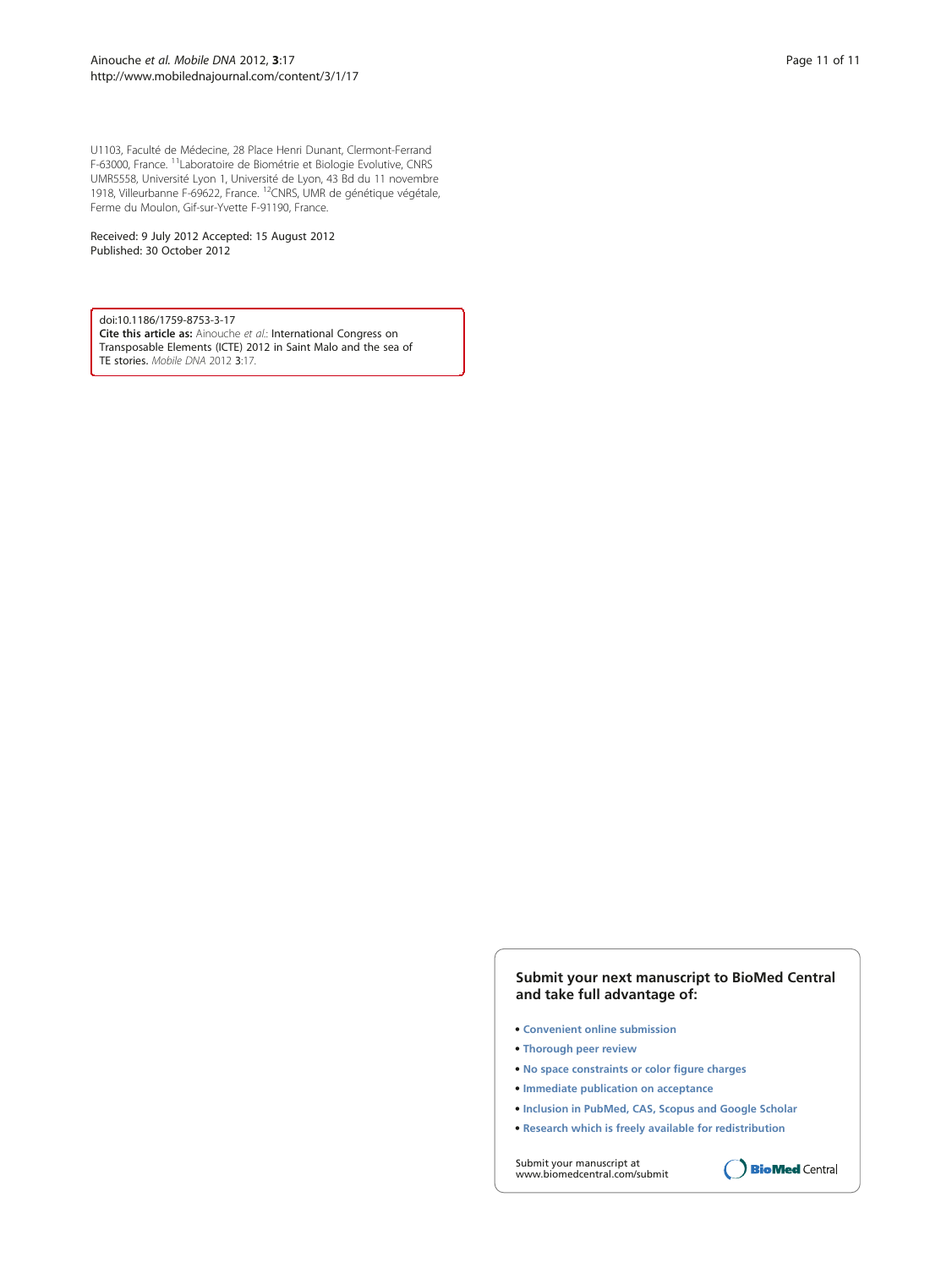U1103, Faculté de Médecine, 28 Place Henri Dunant, Clermont-Ferrand F-63000, France. [11]Laboratoire de Biométrie et Biologie Evolutive, CNRS UMR5558, Université Lyon 1, Université de Lyon, 43 Bd du 11 novembre 1918, Villeurbanne F-69622, France. [12]CNRS, UMR de génétique végétale, Ferme du Moulon, Gif-sur-Yvette F-91190, France.

Received: 9 July 2012 Accepted: 15 August 2012
Published: 30 October 2012

doi:10.1186/1759-8753-3-17
**Cite this article as:** Ainouche *et al.*: International Congress on Transposable Elements (ICTE) 2012 in Saint Malo and the sea of TE stories. *Mobile DNA* 2012 **3**:17.

**Submit your next manuscript to BioMed Central and take full advantage of:**

- **Convenient online submission**
- **Thorough peer review**
- **No space constraints or color figure charges**
- **Immediate publication on acceptance**
- **Inclusion in PubMed, CAS, Scopus and Google Scholar**
- **Research which is freely available for redistribution**

Submit your manuscript at
www.biomedcentral.com/submit

BioMed Central